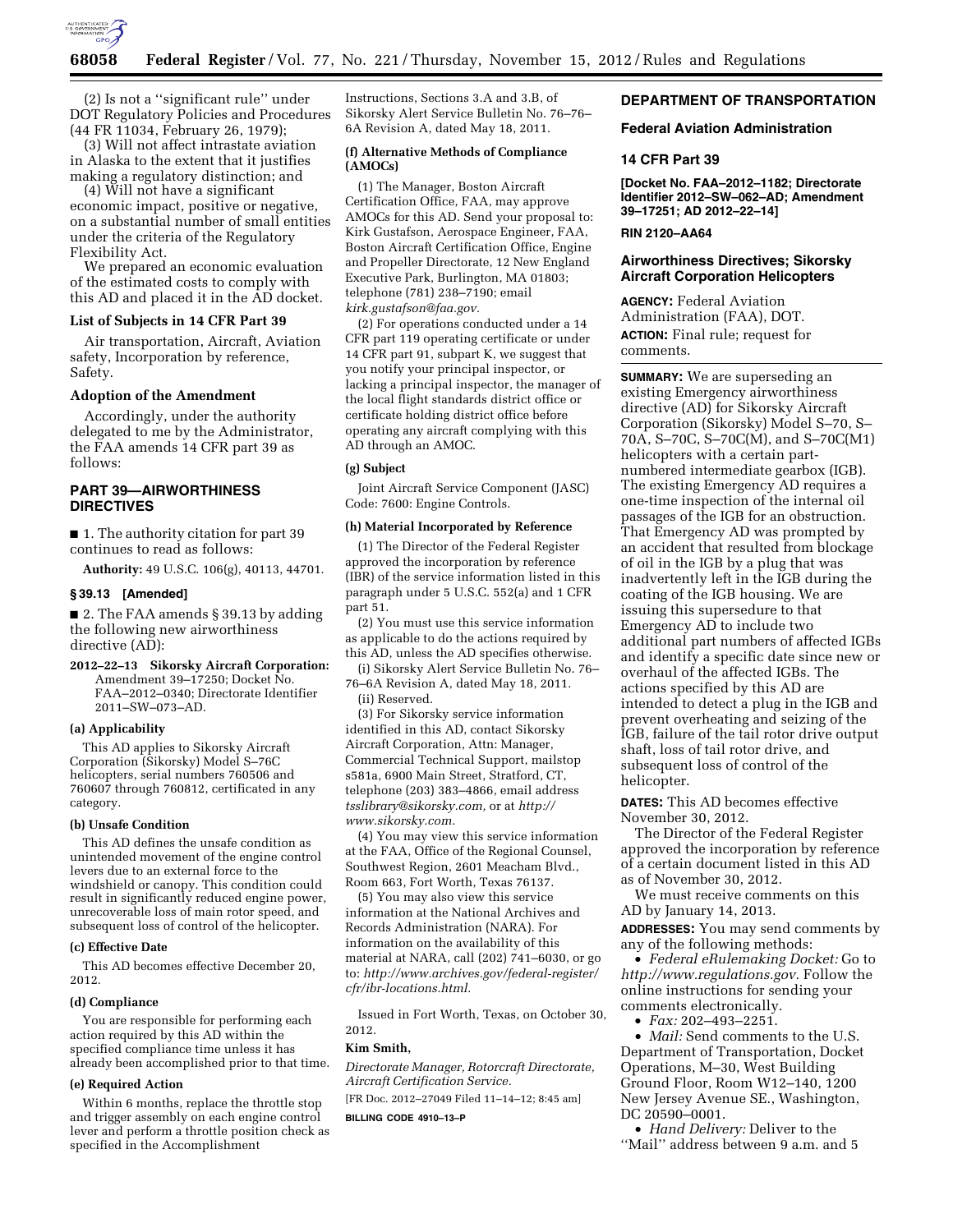(2) Is not a "significant rule" under DOT Regulatory Policies and Procedures (44 FR 11034, February 26, 1979);

(3) Will not affect intrastate aviation in Alaska to the extent that it justifies making a regulatory distinction; and

(4) Will not have a significant economic impact, positive or negative, on a substantial number of small entities under the criteria of the Regulatory Flexibility Act.

We prepared an economic evaluation of the estimated costs to comply with this AD and placed it in the AD docket.

### List of Subjects in 14 CFR Part 39

Air transportation, Aircraft, Aviation safety, Incorporation by reference, Safety.

### Adoption of the Amendment

Accordingly, under the authority delegated to me by the Administrator, the FAA amends 14 CFR part 39 as follows:

## PART 39—AIRWORTHINESS DIRECTIVES

■ 1. The authority citation for part 39 continues to read as follows:

**Authority:** 49 U.S.C. 106(g), 40113, 44701.

### § 39.13 [Amended]

■ 2. The FAA amends § 39.13 by adding the following new airworthiness directive (AD):

**2012–22–13 Sikorsky Aircraft Corporation:** Amendment 39–17250; Docket No. FAA–2012–0340; Directorate Identifier 2011–SW–073–AD.

**(a) Applicability**

This AD applies to Sikorsky Aircraft Corporation (Sikorsky) Model S–76C helicopters, serial numbers 760506 and 760607 through 760812, certificated in any category.

**(b) Unsafe Condition**

This AD defines the unsafe condition as unintended movement of the engine control levers due to an external force to the windshield or canopy. This condition could result in significantly reduced engine power, unrecoverable loss of main rotor speed, and subsequent loss of control of the helicopter.

**(c) Effective Date**

This AD becomes effective December 20, 2012.

**(d) Compliance**

You are responsible for performing each action required by this AD within the specified compliance time unless it has already been accomplished prior to that time.

**(e) Required Action**

Within 6 months, replace the throttle stop and trigger assembly on each engine control lever and perform a throttle position check as specified in the Accomplishment Instructions, Sections 3.A and 3.B, of Sikorsky Alert Service Bulletin No. 76–76–6A Revision A, dated May 18, 2011.

**(f) Alternative Methods of Compliance (AMOCs)**

(1) The Manager, Boston Aircraft Certification Office, FAA, may approve AMOCs for this AD. Send your proposal to: Kirk Gustafson, Aerospace Engineer, FAA, Boston Aircraft Certification Office, Engine and Propeller Directorate, 12 New England Executive Park, Burlington, MA 01803; telephone (781) 238–7190; email *kirk.gustafson@faa.gov.*

(2) For operations conducted under a 14 CFR part 119 operating certificate or under 14 CFR part 91, subpart K, we suggest that you notify your principal inspector, or lacking a principal inspector, the manager of the local flight standards district office or certificate holding district office before operating any aircraft complying with this AD through an AMOC.

**(g) Subject**

Joint Aircraft Service Component (JASC) Code: 7600: Engine Controls.

**(h) Material Incorporated by Reference**

(1) The Director of the Federal Register approved the incorporation by reference (IBR) of the service information listed in this paragraph under 5 U.S.C. 552(a) and 1 CFR part 51.

(2) You must use this service information as applicable to do the actions required by this AD, unless the AD specifies otherwise.

(i) Sikorsky Alert Service Bulletin No. 76–76–6A Revision A, dated May 18, 2011.

(ii) Reserved.

(3) For Sikorsky service information identified in this AD, contact Sikorsky Aircraft Corporation, Attn: Manager, Commercial Technical Support, mailstop s581a, 6900 Main Street, Stratford, CT, telephone (203) 383–4866, email address *tsslibrary@sikorsky.com,* or at *http://www.sikorsky.com.*

(4) You may view this service information at the FAA, Office of the Regional Counsel, Southwest Region, 2601 Meacham Blvd., Room 663, Fort Worth, Texas 76137.

(5) You may also view this service information at the National Archives and Records Administration (NARA). For information on the availability of this material at NARA, call (202) 741–6030, or go to: *http://www.archives.gov/federal-register/cfr/ibr-locations.html.*

Issued in Fort Worth, Texas, on October 30, 2012.

**Kim Smith,**

*Directorate Manager, Rotorcraft Directorate, Aircraft Certification Service.*

[FR Doc. 2012–27049 Filed 11–14–12; 8:45 am]

**BILLING CODE 4910–13–P**

## DEPARTMENT OF TRANSPORTATION

### Federal Aviation Administration

### 14 CFR Part 39

**[Docket No. FAA–2012–1182; Directorate Identifier 2012–SW–062–AD; Amendment 39–17251; AD 2012–22–14]**

**RIN 2120–AA64**

### Airworthiness Directives; Sikorsky Aircraft Corporation Helicopters

**AGENCY:** Federal Aviation Administration (FAA), DOT.

**ACTION:** Final rule; request for comments.

**SUMMARY:** We are superseding an existing Emergency airworthiness directive (AD) for Sikorsky Aircraft Corporation (Sikorsky) Model S–70, S–70A, S–70C, S–70C(M), and S–70C(M1) helicopters with a certain part-numbered intermediate gearbox (IGB). The existing Emergency AD requires a one-time inspection of the internal oil passages of the IGB for an obstruction. That Emergency AD was prompted by an accident that resulted from blockage of oil in the IGB by a plug that was inadvertently left in the IGB during the coating of the IGB housing. We are issuing this supersedure to that Emergency AD to include two additional part numbers of affected IGBs and identify a specific date since new or overhaul of the affected IGBs. The actions specified by this AD are intended to detect a plug in the IGB and prevent overheating and seizing of the IGB, failure of the tail rotor drive output shaft, loss of tail rotor drive, and subsequent loss of control of the helicopter.

**DATES:** This AD becomes effective November 30, 2012.

The Director of the Federal Register approved the incorporation by reference of a certain document listed in this AD as of November 30, 2012.

We must receive comments on this AD by January 14, 2013.

**ADDRESSES:** You may send comments by any of the following methods:

- *Federal eRulemaking Docket:* Go to *http://www.regulations.gov.* Follow the online instructions for sending your comments electronically.
- *Fax:* 202–493–2251.
- *Mail:* Send comments to the U.S. Department of Transportation, Docket Operations, M–30, West Building Ground Floor, Room W12–140, 1200 New Jersey Avenue SE., Washington, DC 20590–0001.
- *Hand Delivery:* Deliver to the "Mail" address between 9 a.m. and 5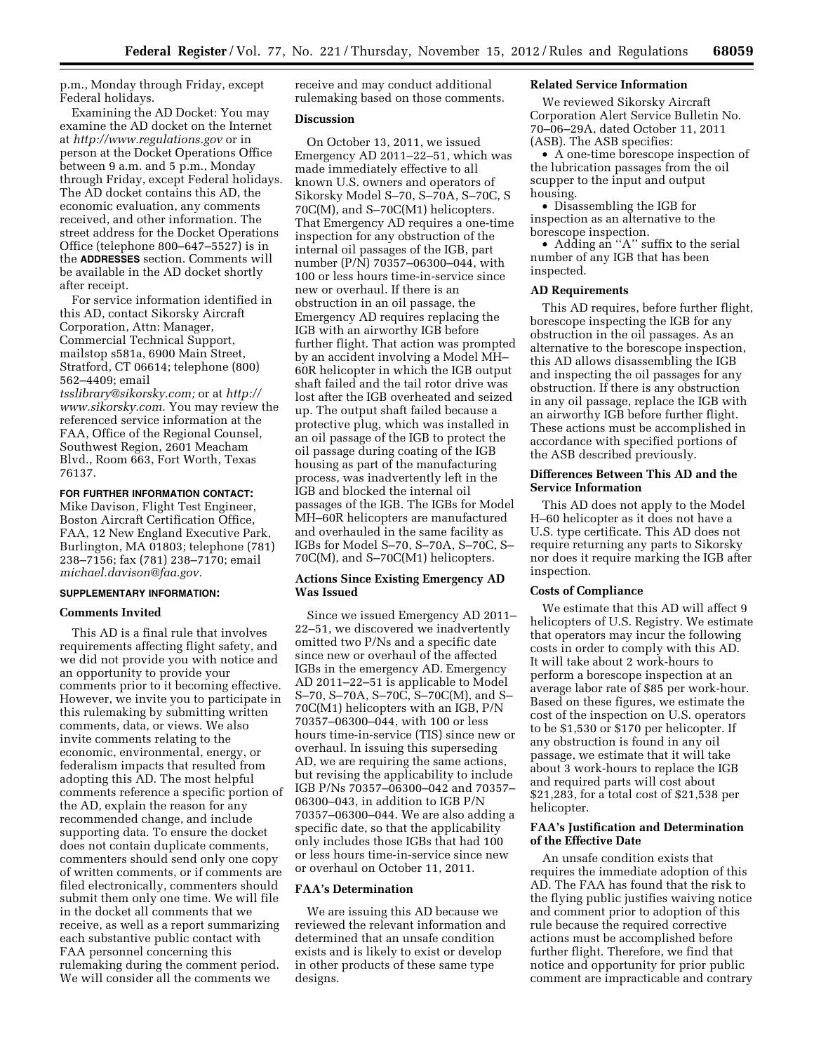p.m., Monday through Friday, except Federal holidays.

Examining the AD Docket: You may examine the AD docket on the Internet at *http://www.regulations.gov* or in person at the Docket Operations Office between 9 a.m. and 5 p.m., Monday through Friday, except Federal holidays. The AD docket contains this AD, the economic evaluation, any comments received, and other information. The street address for the Docket Operations Office (telephone 800–647–5527) is in the **ADDRESSES** section. Comments will be available in the AD docket shortly after receipt.

For service information identified in this AD, contact Sikorsky Aircraft Corporation, Attn: Manager, Commercial Technical Support, mailstop s581a, 6900 Main Street, Stratford, CT 06614; telephone (800) 562–4409; email *tsslibrary@sikorsky.com;* or at *http://www.sikorsky.com.* You may review the referenced service information at the FAA, Office of the Regional Counsel, Southwest Region, 2601 Meacham Blvd., Room 663, Fort Worth, Texas 76137.

**FOR FURTHER INFORMATION CONTACT:** Mike Davison, Flight Test Engineer, Boston Aircraft Certification Office, FAA, 12 New England Executive Park, Burlington, MA 01803; telephone (781) 238–7156; fax (781) 238–7170; email *michael.davison@faa.gov.*

**SUPPLEMENTARY INFORMATION:**

## Comments Invited

This AD is a final rule that involves requirements affecting flight safety, and we did not provide you with notice and an opportunity to provide your comments prior to it becoming effective. However, we invite you to participate in this rulemaking by submitting written comments, data, or views. We also invite comments relating to the economic, environmental, energy, or federalism impacts that resulted from adopting this AD. The most helpful comments reference a specific portion of the AD, explain the reason for any recommended change, and include supporting data. To ensure the docket does not contain duplicate comments, commenters should send only one copy of written comments, or if comments are filed electronically, commenters should submit them only one time. We will file in the docket all comments that we receive, as well as a report summarizing each substantive public contact with FAA personnel concerning this rulemaking during the comment period. We will consider all the comments we receive and may conduct additional rulemaking based on those comments.

## Discussion

On October 13, 2011, we issued Emergency AD 2011–22–51, which was made immediately effective to all known U.S. owners and operators of Sikorsky Model S–70, S–70A, S–70C, S 70C(M), and S–70C(M1) helicopters. That Emergency AD requires a one-time inspection for any obstruction of the internal oil passages of the IGB, part number (P/N) 70357–06300–044, with 100 or less hours time-in-service since new or overhaul. If there is an obstruction in an oil passage, the Emergency AD requires replacing the IGB with an airworthy IGB before further flight. That action was prompted by an accident involving a Model MH–60R helicopter in which the IGB output shaft failed and the tail rotor drive was lost after the IGB overheated and seized up. The output shaft failed because a protective plug, which was installed in an oil passage of the IGB to protect the oil passage during coating of the IGB housing as part of the manufacturing process, was inadvertently left in the IGB and blocked the internal oil passages of the IGB. The IGBs for Model MH–60R helicopters are manufactured and overhauled in the same facility as IGBs for Model S–70, S–70A, S–70C, S–70C(M), and S–70C(M1) helicopters.

## Actions Since Existing Emergency AD Was Issued

Since we issued Emergency AD 2011–22–51, we discovered we inadvertently omitted two P/Ns and a specific date since new or overhaul of the affected IGBs in the emergency AD. Emergency AD 2011–22–51 is applicable to Model S–70, S–70A, S–70C, S–70C(M), and S–70C(M1) helicopters with an IGB, P/N 70357–06300–044, with 100 or less hours time-in-service (TIS) since new or overhaul. In issuing this superseding AD, we are requiring the same actions, but revising the applicability to include IGB P/Ns 70357–06300–042 and 70357–06300–043, in addition to IGB P/N 70357–06300–044. We are also adding a specific date, so that the applicability only includes those IGBs that had 100 or less hours time-in-service since new or overhaul on October 11, 2011.

## FAA's Determination

We are issuing this AD because we reviewed the relevant information and determined that an unsafe condition exists and is likely to exist or develop in other products of these same type designs.

## Related Service Information

We reviewed Sikorsky Aircraft Corporation Alert Service Bulletin No. 70–06–29A, dated October 11, 2011 (ASB). The ASB specifies:

- A one-time borescope inspection of the lubrication passages from the oil scupper to the input and output housing.
- Disassembling the IGB for inspection as an alternative to the borescope inspection.
- Adding an ''A'' suffix to the serial number of any IGB that has been inspected.

## AD Requirements

This AD requires, before further flight, borescope inspecting the IGB for any obstruction in the oil passages. As an alternative to the borescope inspection, this AD allows disassembling the IGB and inspecting the oil passages for any obstruction. If there is any obstruction in any oil passage, replace the IGB with an airworthy IGB before further flight. These actions must be accomplished in accordance with specified portions of the ASB described previously.

## Differences Between This AD and the Service Information

This AD does not apply to the Model H–60 helicopter as it does not have a U.S. type certificate. This AD does not require returning any parts to Sikorsky nor does it require marking the IGB after inspection.

## Costs of Compliance

We estimate that this AD will affect 9 helicopters of U.S. Registry. We estimate that operators may incur the following costs in order to comply with this AD. It will take about 2 work-hours to perform a borescope inspection at an average labor rate of $85 per work-hour. Based on these figures, we estimate the cost of the inspection on U.S. operators to be $1,530 or $170 per helicopter. If any obstruction is found in any oil passage, we estimate that it will take about 3 work-hours to replace the IGB and required parts will cost about $21,283, for a total cost of $21,538 per helicopter.

## FAA's Justification and Determination of the Effective Date

An unsafe condition exists that requires the immediate adoption of this AD. The FAA has found that the risk to the flying public justifies waiving notice and comment prior to adoption of this rule because the required corrective actions must be accomplished before further flight. Therefore, we find that notice and opportunity for prior public comment are impracticable and contrary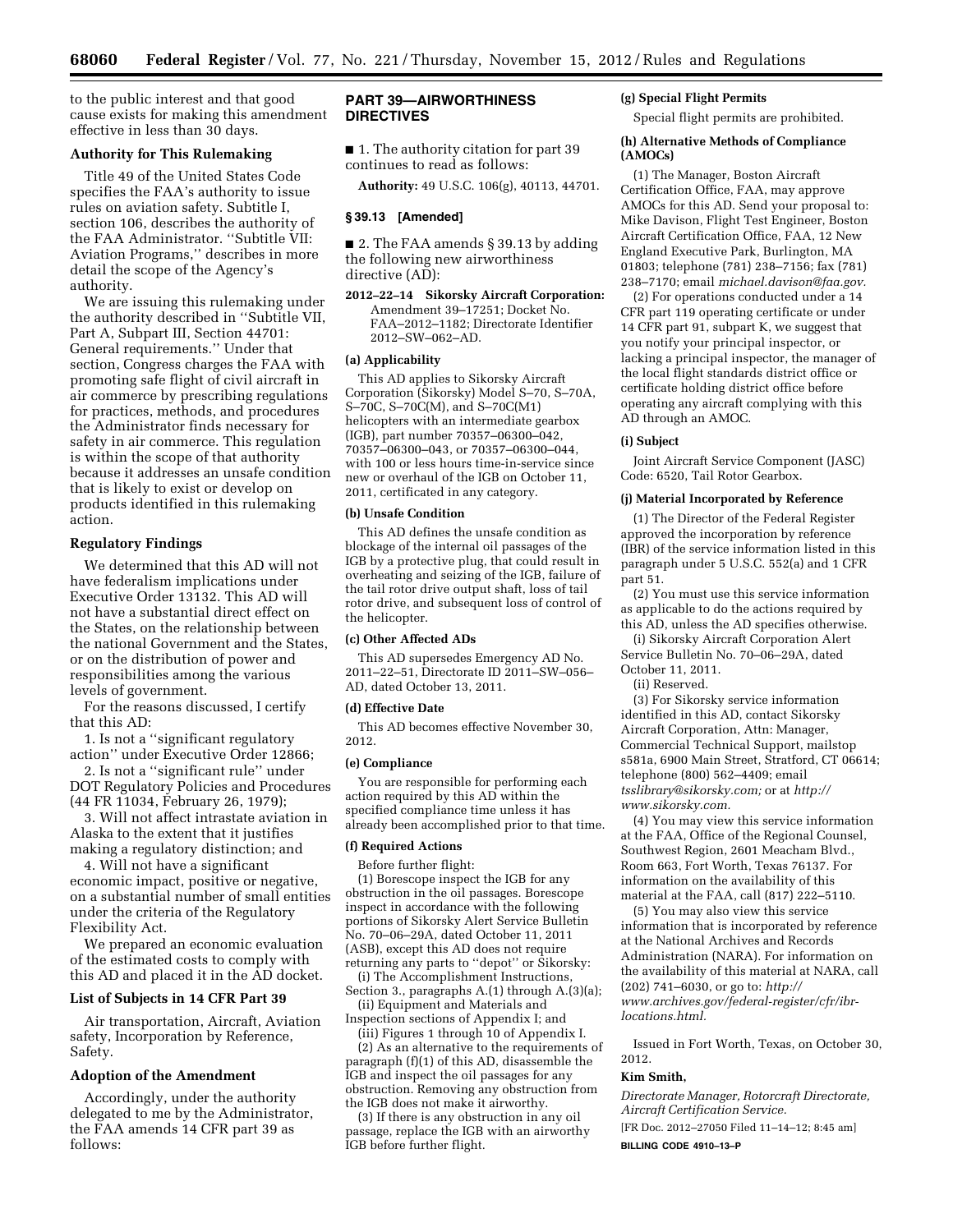to the public interest and that good cause exists for making this amendment effective in less than 30 days.

### Authority for This Rulemaking

Title 49 of the United States Code specifies the FAA's authority to issue rules on aviation safety. Subtitle I, section 106, describes the authority of the FAA Administrator. ''Subtitle VII: Aviation Programs,'' describes in more detail the scope of the Agency's authority.

We are issuing this rulemaking under the authority described in ''Subtitle VII, Part A, Subpart III, Section 44701: General requirements.'' Under that section, Congress charges the FAA with promoting safe flight of civil aircraft in air commerce by prescribing regulations for practices, methods, and procedures the Administrator finds necessary for safety in air commerce. This regulation is within the scope of that authority because it addresses an unsafe condition that is likely to exist or develop on products identified in this rulemaking action.

### Regulatory Findings

We determined that this AD will not have federalism implications under Executive Order 13132. This AD will not have a substantial direct effect on the States, on the relationship between the national Government and the States, or on the distribution of power and responsibilities among the various levels of government.

For the reasons discussed, I certify that this AD:

1. Is not a ''significant regulatory action'' under Executive Order 12866;

2. Is not a ''significant rule'' under DOT Regulatory Policies and Procedures (44 FR 11034, February 26, 1979);

3. Will not affect intrastate aviation in Alaska to the extent that it justifies making a regulatory distinction; and

4. Will not have a significant economic impact, positive or negative, on a substantial number of small entities under the criteria of the Regulatory Flexibility Act.

We prepared an economic evaluation of the estimated costs to comply with this AD and placed it in the AD docket.

### List of Subjects in 14 CFR Part 39

Air transportation, Aircraft, Aviation safety, Incorporation by Reference, Safety.

### Adoption of the Amendment

Accordingly, under the authority delegated to me by the Administrator, the FAA amends 14 CFR part 39 as follows:

## PART 39—AIRWORTHINESS DIRECTIVES

■ 1. The authority citation for part 39 continues to read as follows:

**Authority:** 49 U.S.C. 106(g), 40113, 44701.

### § 39.13 [Amended]

■ 2. The FAA amends § 39.13 by adding the following new airworthiness directive (AD):

**2012–22–14 Sikorsky Aircraft Corporation:** Amendment 39–17251; Docket No. FAA–2012–1182; Directorate Identifier 2012–SW–062–AD.

**(a) Applicability**

This AD applies to Sikorsky Aircraft Corporation (Sikorsky) Model S–70, S–70A, S–70C, S–70C(M), and S–70C(M1) helicopters with an intermediate gearbox (IGB), part number 70357–06300–042, 70357–06300–043, or 70357–06300–044, with 100 or less hours time-in-service since new or overhaul of the IGB on October 11, 2011, certificated in any category.

**(b) Unsafe Condition**

This AD defines the unsafe condition as blockage of the internal oil passages of the IGB by a protective plug, that could result in overheating and seizing of the IGB, failure of the tail rotor drive output shaft, loss of tail rotor drive, and subsequent loss of control of the helicopter.

**(c) Other Affected ADs**

This AD supersedes Emergency AD No. 2011–22–51, Directorate ID 2011–SW–056–AD, dated October 13, 2011.

**(d) Effective Date**

This AD becomes effective November 30, 2012.

**(e) Compliance**

You are responsible for performing each action required by this AD within the specified compliance time unless it has already been accomplished prior to that time.

**(f) Required Actions**

Before further flight:

(1) Borescope inspect the IGB for any obstruction in the oil passages. Borescope inspect in accordance with the following portions of Sikorsky Alert Service Bulletin No. 70–06–29A, dated October 11, 2011 (ASB), except this AD does not require returning any parts to ''depot'' or Sikorsky:

(i) The Accomplishment Instructions, Section 3., paragraphs A.(1) through A.(3)(a);

(ii) Equipment and Materials and Inspection sections of Appendix I; and

(iii) Figures 1 through 10 of Appendix I.

(2) As an alternative to the requirements of paragraph (f)(1) of this AD, disassemble the IGB and inspect the oil passages for any obstruction. Removing any obstruction from the IGB does not make it airworthy.

(3) If there is any obstruction in any oil passage, replace the IGB with an airworthy IGB before further flight.

**(g) Special Flight Permits**

Special flight permits are prohibited.

**(h) Alternative Methods of Compliance (AMOCs)**

(1) The Manager, Boston Aircraft Certification Office, FAA, may approve AMOCs for this AD. Send your proposal to: Mike Davison, Flight Test Engineer, Boston Aircraft Certification Office, FAA, 12 New England Executive Park, Burlington, MA 01803; telephone (781) 238–7156; fax (781) 238–7170; email *michael.davison@faa.gov.*

(2) For operations conducted under a 14 CFR part 119 operating certificate or under 14 CFR part 91, subpart K, we suggest that you notify your principal inspector, or lacking a principal inspector, the manager of the local flight standards district office or certificate holding district office before operating any aircraft complying with this AD through an AMOC.

**(i) Subject**

Joint Aircraft Service Component (JASC) Code: 6520, Tail Rotor Gearbox.

**(j) Material Incorporated by Reference**

(1) The Director of the Federal Register approved the incorporation by reference (IBR) of the service information listed in this paragraph under 5 U.S.C. 552(a) and 1 CFR part 51.

(2) You must use this service information as applicable to do the actions required by this AD, unless the AD specifies otherwise.

(i) Sikorsky Aircraft Corporation Alert Service Bulletin No. 70–06–29A, dated October 11, 2011.

(ii) Reserved.

(3) For Sikorsky service information identified in this AD, contact Sikorsky Aircraft Corporation, Attn: Manager, Commercial Technical Support, mailstop s581a, 6900 Main Street, Stratford, CT 06614; telephone (800) 562–4409; email *tsslibrary@sikorsky.com;* or at *http://www.sikorsky.com.*

(4) You may view this service information at the FAA, Office of the Regional Counsel, Southwest Region, 2601 Meacham Blvd., Room 663, Fort Worth, Texas 76137. For information on the availability of this material at the FAA, call (817) 222–5110.

(5) You may also view this service information that is incorporated by reference at the National Archives and Records Administration (NARA). For information on the availability of this material at NARA, call (202) 741–6030, or go to: *http://www.archives.gov/federal-register/cfr/ibr-locations.html.*

Issued in Fort Worth, Texas, on October 30, 2012.

**Kim Smith,**

*Directorate Manager, Rotorcraft Directorate, Aircraft Certification Service.*

[FR Doc. 2012–27050 Filed 11–14–12; 8:45 am]

**BILLING CODE 4910–13–P**